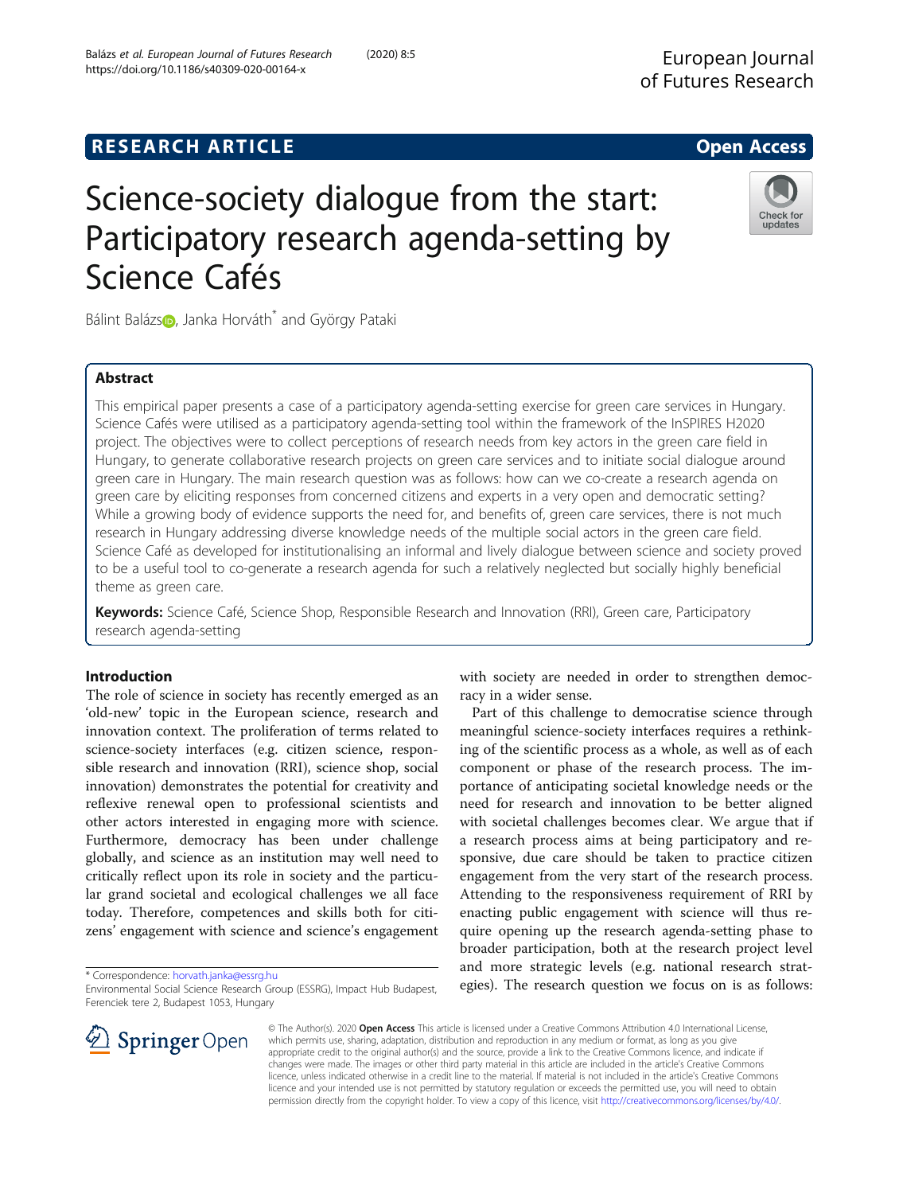RESEARCH ARTICLE Open Access

# Science-society dialogue from the start: Participatory research agenda-setting by Science Cafés

Bálint Balázs, Janka Horváth* and György Pataki

## Abstract

This empirical paper presents a case of a participatory agenda-setting exercise for green care services in Hungary. Science Cafés were utilised as a participatory agenda-setting tool within the framework of the InSPIRES H2020 project. The objectives were to collect perceptions of research needs from key actors in the green care field in Hungary, to generate collaborative research projects on green care services and to initiate social dialogue around green care in Hungary. The main research question was as follows: how can we co-create a research agenda on green care by eliciting responses from concerned citizens and experts in a very open and democratic setting? While a growing body of evidence supports the need for, and benefits of, green care services, there is not much research in Hungary addressing diverse knowledge needs of the multiple social actors in the green care field. Science Café as developed for institutionalising an informal and lively dialogue between science and society proved to be a useful tool to co-generate a research agenda for such a relatively neglected but socially highly beneficial theme as green care.

**Keywords:** Science Café, Science Shop, Responsible Research and Innovation (RRI), Green care, Participatory research agenda-setting

## Introduction

The role of science in society has recently emerged as an 'old-new' topic in the European science, research and innovation context. The proliferation of terms related to science-society interfaces (e.g. citizen science, responsible research and innovation (RRI), science shop, social innovation) demonstrates the potential for creativity and reflexive renewal open to professional scientists and other actors interested in engaging more with science. Furthermore, democracy has been under challenge globally, and science as an institution may well need to critically reflect upon its role in society and the particular grand societal and ecological challenges we all face today. Therefore, competences and skills both for citizens' engagement with science and science's engagement with society are needed in order to strengthen democracy in a wider sense.

Part of this challenge to democratise science through meaningful science-society interfaces requires a rethinking of the scientific process as a whole, as well as of each component or phase of the research process. The importance of anticipating societal knowledge needs or the need for research and innovation to be better aligned with societal challenges becomes clear. We argue that if a research process aims at being participatory and responsive, due care should be taken to practice citizen engagement from the very start of the research process. Attending to the responsiveness requirement of RRI by enacting public engagement with science will thus require opening up the research agenda-setting phase to broader participation, both at the research project level and more strategic levels (e.g. national research strategies). The research question we focus on is as follows:

* Correspondence: horvath.janka@essrg.hu
Environmental Social Science Research Group (ESSRG), Impact Hub Budapest, Ferenciek tere 2, Budapest 1053, Hungary

© The Author(s). 2020 **Open Access** This article is licensed under a Creative Commons Attribution 4.0 International License, which permits use, sharing, adaptation, distribution and reproduction in any medium or format, as long as you give appropriate credit to the original author(s) and the source, provide a link to the Creative Commons licence, and indicate if changes were made. The images or other third party material in this article are included in the article's Creative Commons licence, unless indicated otherwise in a credit line to the material. If material is not included in the article's Creative Commons licence and your intended use is not permitted by statutory regulation or exceeds the permitted use, you will need to obtain permission directly from the copyright holder. To view a copy of this licence, visit http://creativecommons.org/licenses/by/4.0/.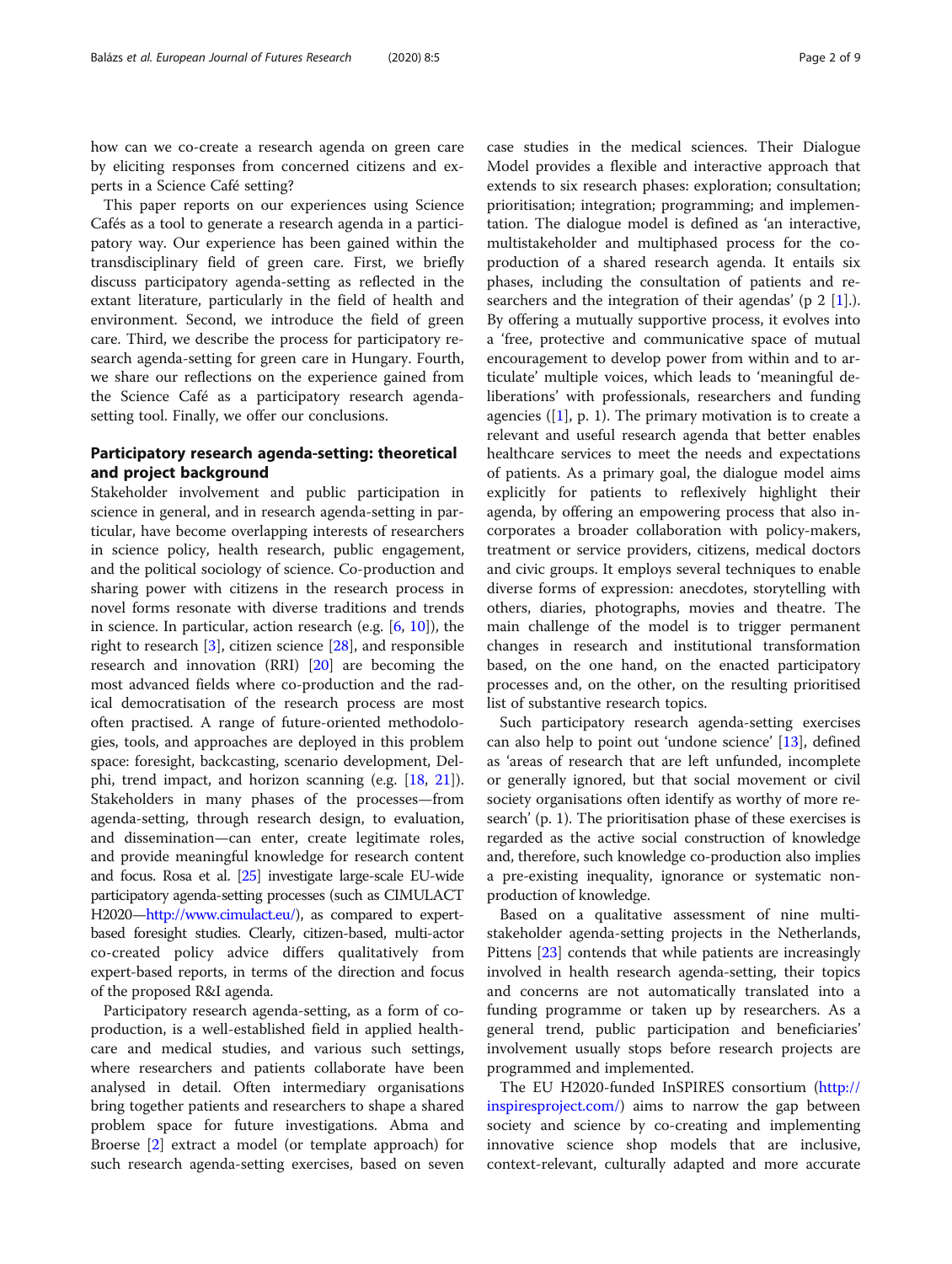how can we co-create a research agenda on green care by eliciting responses from concerned citizens and experts in a Science Café setting?

This paper reports on our experiences using Science Cafés as a tool to generate a research agenda in a participatory way. Our experience has been gained within the transdisciplinary field of green care. First, we briefly discuss participatory agenda-setting as reflected in the extant literature, particularly in the field of health and environment. Second, we introduce the field of green care. Third, we describe the process for participatory research agenda-setting for green care in Hungary. Fourth, we share our reflections on the experience gained from the Science Café as a participatory research agenda-setting tool. Finally, we offer our conclusions.

## Participatory research agenda-setting: theoretical and project background

Stakeholder involvement and public participation in science in general, and in research agenda-setting in particular, have become overlapping interests of researchers in science policy, health research, public engagement, and the political sociology of science. Co-production and sharing power with citizens in the research process in novel forms resonate with diverse traditions and trends in science. In particular, action research (e.g. [6, 10]), the right to research [3], citizen science [28], and responsible research and innovation (RRI) [20] are becoming the most advanced fields where co-production and the radical democratisation of the research process are most often practised. A range of future-oriented methodologies, tools, and approaches are deployed in this problem space: foresight, backcasting, scenario development, Delphi, trend impact, and horizon scanning (e.g. [18, 21]). Stakeholders in many phases of the processes—from agenda-setting, through research design, to evaluation, and dissemination—can enter, create legitimate roles, and provide meaningful knowledge for research content and focus. Rosa et al. [25] investigate large-scale EU-wide participatory agenda-setting processes (such as CIMULACT H2020—http://www.cimulact.eu/), as compared to expert-based foresight studies. Clearly, citizen-based, multi-actor co-created policy advice differs qualitatively from expert-based reports, in terms of the direction and focus of the proposed R&I agenda.

Participatory research agenda-setting, as a form of co-production, is a well-established field in applied health-care and medical studies, and various such settings, where researchers and patients collaborate have been analysed in detail. Often intermediary organisations bring together patients and researchers to shape a shared problem space for future investigations. Abma and Broerse [2] extract a model (or template approach) for such research agenda-setting exercises, based on seven case studies in the medical sciences. Their Dialogue Model provides a flexible and interactive approach that extends to six research phases: exploration; consultation; prioritisation; integration; programming; and implementation. The dialogue model is defined as 'an interactive, multistakeholder and multiphased process for the co-production of a shared research agenda. It entails six phases, including the consultation of patients and researchers and the integration of their agendas' (p 2 [1].). By offering a mutually supportive process, it evolves into a 'free, protective and communicative space of mutual encouragement to develop power from within and to articulate' multiple voices, which leads to 'meaningful deliberations' with professionals, researchers and funding agencies ([1], p. 1). The primary motivation is to create a relevant and useful research agenda that better enables healthcare services to meet the needs and expectations of patients. As a primary goal, the dialogue model aims explicitly for patients to reflexively highlight their agenda, by offering an empowering process that also incorporates a broader collaboration with policy-makers, treatment or service providers, citizens, medical doctors and civic groups. It employs several techniques to enable diverse forms of expression: anecdotes, storytelling with others, diaries, photographs, movies and theatre. The main challenge of the model is to trigger permanent changes in research and institutional transformation based, on the one hand, on the enacted participatory processes and, on the other, on the resulting prioritised list of substantive research topics.

Such participatory research agenda-setting exercises can also help to point out 'undone science' [13], defined as 'areas of research that are left unfunded, incomplete or generally ignored, but that social movement or civil society organisations often identify as worthy of more research' (p. 1). The prioritisation phase of these exercises is regarded as the active social construction of knowledge and, therefore, such knowledge co-production also implies a pre-existing inequality, ignorance or systematic non-production of knowledge.

Based on a qualitative assessment of nine multi-stakeholder agenda-setting projects in the Netherlands, Pittens [23] contends that while patients are increasingly involved in health research agenda-setting, their topics and concerns are not automatically translated into a funding programme or taken up by researchers. As a general trend, public participation and beneficiaries' involvement usually stops before research projects are programmed and implemented.

The EU H2020-funded InSPIRES consortium (http://inspiresproject.com/) aims to narrow the gap between society and science by co-creating and implementing innovative science shop models that are inclusive, context-relevant, culturally adapted and more accurate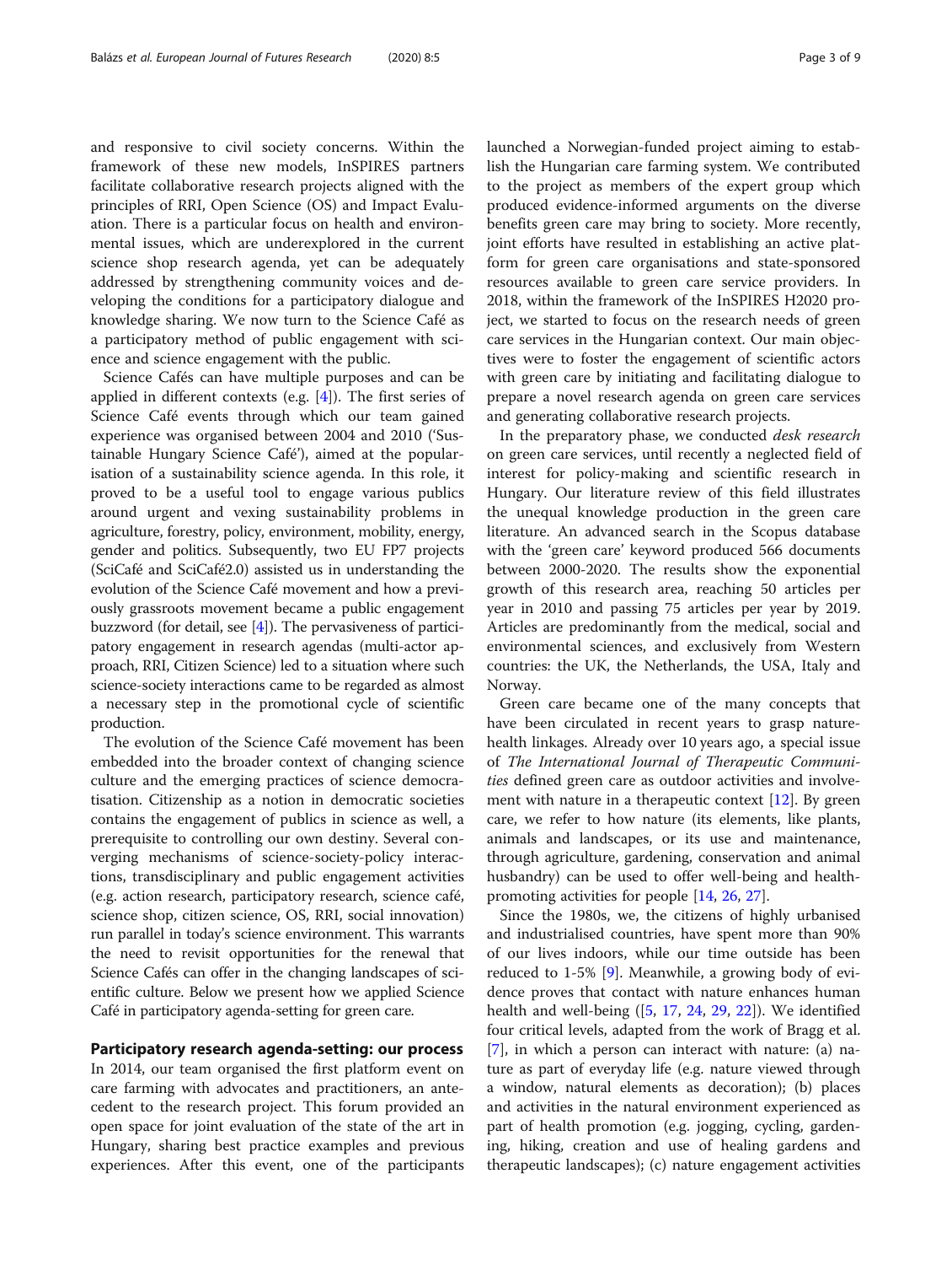and responsive to civil society concerns. Within the framework of these new models, InSPIRES partners facilitate collaborative research projects aligned with the principles of RRI, Open Science (OS) and Impact Evaluation. There is a particular focus on health and environmental issues, which are underexplored in the current science shop research agenda, yet can be adequately addressed by strengthening community voices and developing the conditions for a participatory dialogue and knowledge sharing. We now turn to the Science Café as a participatory method of public engagement with science and science engagement with the public.

Science Cafés can have multiple purposes and can be applied in different contexts (e.g. [4]). The first series of Science Café events through which our team gained experience was organised between 2004 and 2010 ('Sustainable Hungary Science Café'), aimed at the popularisation of a sustainability science agenda. In this role, it proved to be a useful tool to engage various publics around urgent and vexing sustainability problems in agriculture, forestry, policy, environment, mobility, energy, gender and politics. Subsequently, two EU FP7 projects (SciCafé and SciCafé2.0) assisted us in understanding the evolution of the Science Café movement and how a previously grassroots movement became a public engagement buzzword (for detail, see [4]). The pervasiveness of participatory engagement in research agendas (multi-actor approach, RRI, Citizen Science) led to a situation where such science-society interactions came to be regarded as almost a necessary step in the promotional cycle of scientific production.

The evolution of the Science Café movement has been embedded into the broader context of changing science culture and the emerging practices of science democratisation. Citizenship as a notion in democratic societies contains the engagement of publics in science as well, a prerequisite to controlling our own destiny. Several converging mechanisms of science-society-policy interactions, transdisciplinary and public engagement activities (e.g. action research, participatory research, science café, science shop, citizen science, OS, RRI, social innovation) run parallel in today's science environment. This warrants the need to revisit opportunities for the renewal that Science Cafés can offer in the changing landscapes of scientific culture. Below we present how we applied Science Café in participatory agenda-setting for green care.

## Participatory research agenda-setting: our process

In 2014, our team organised the first platform event on care farming with advocates and practitioners, an antecedent to the research project. This forum provided an open space for joint evaluation of the state of the art in Hungary, sharing best practice examples and previous experiences. After this event, one of the participants launched a Norwegian-funded project aiming to establish the Hungarian care farming system. We contributed to the project as members of the expert group which produced evidence-informed arguments on the diverse benefits green care may bring to society. More recently, joint efforts have resulted in establishing an active platform for green care organisations and state-sponsored resources available to green care service providers. In 2018, within the framework of the InSPIRES H2020 project, we started to focus on the research needs of green care services in the Hungarian context. Our main objectives were to foster the engagement of scientific actors with green care by initiating and facilitating dialogue to prepare a novel research agenda on green care services and generating collaborative research projects.

In the preparatory phase, we conducted *desk research* on green care services, until recently a neglected field of interest for policy-making and scientific research in Hungary. Our literature review of this field illustrates the unequal knowledge production in the green care literature. An advanced search in the Scopus database with the 'green care' keyword produced 566 documents between 2000-2020. The results show the exponential growth of this research area, reaching 50 articles per year in 2010 and passing 75 articles per year by 2019. Articles are predominantly from the medical, social and environmental sciences, and exclusively from Western countries: the UK, the Netherlands, the USA, Italy and Norway.

Green care became one of the many concepts that have been circulated in recent years to grasp nature-health linkages. Already over 10 years ago, a special issue of *The International Journal of Therapeutic Communities* defined green care as outdoor activities and involvement with nature in a therapeutic context [12]. By green care, we refer to how nature (its elements, like plants, animals and landscapes, or its use and maintenance, through agriculture, gardening, conservation and animal husbandry) can be used to offer well-being and health-promoting activities for people [14, 26, 27].

Since the 1980s, we, the citizens of highly urbanised and industrialised countries, have spent more than 90% of our lives indoors, while our time outside has been reduced to 1-5% [9]. Meanwhile, a growing body of evidence proves that contact with nature enhances human health and well-being ([5, 17, 24, 29, 22]). We identified four critical levels, adapted from the work of Bragg et al. [7], in which a person can interact with nature: (a) nature as part of everyday life (e.g. nature viewed through a window, natural elements as decoration); (b) places and activities in the natural environment experienced as part of health promotion (e.g. jogging, cycling, gardening, hiking, creation and use of healing gardens and therapeutic landscapes); (c) nature engagement activities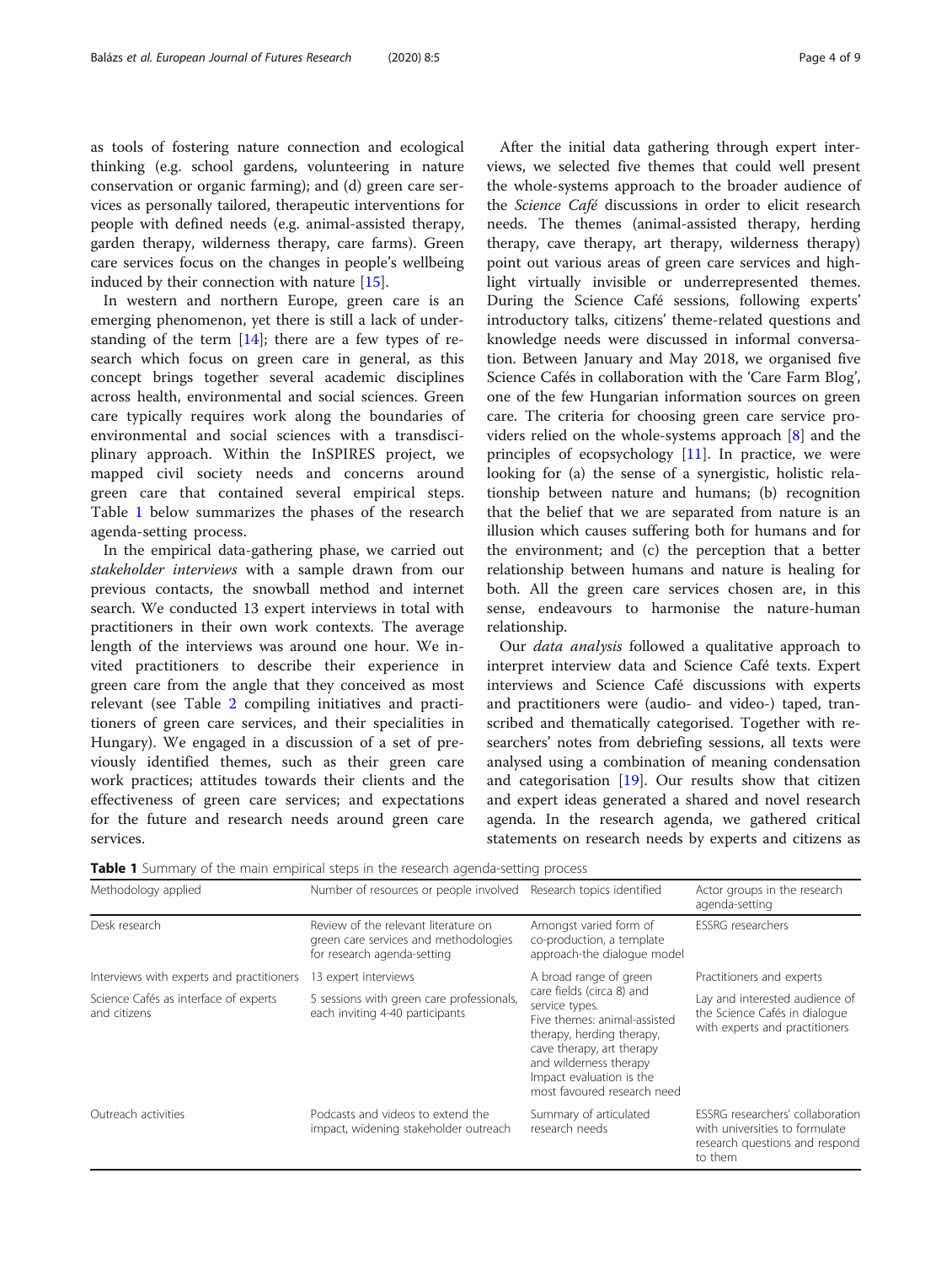as tools of fostering nature connection and ecological thinking (e.g. school gardens, volunteering in nature conservation or organic farming); and (d) green care services as personally tailored, therapeutic interventions for people with defined needs (e.g. animal-assisted therapy, garden therapy, wilderness therapy, care farms). Green care services focus on the changes in people's wellbeing induced by their connection with nature [15].

In western and northern Europe, green care is an emerging phenomenon, yet there is still a lack of understanding of the term [14]; there are a few types of research which focus on green care in general, as this concept brings together several academic disciplines across health, environmental and social sciences. Green care typically requires work along the boundaries of environmental and social sciences with a transdisciplinary approach. Within the InSPIRES project, we mapped civil society needs and concerns around green care that contained several empirical steps. Table 1 below summarizes the phases of the research agenda-setting process.

In the empirical data-gathering phase, we carried out *stakeholder interviews* with a sample drawn from our previous contacts, the snowball method and internet search. We conducted 13 expert interviews in total with practitioners in their own work contexts. The average length of the interviews was around one hour. We invited practitioners to describe their experience in green care from the angle that they conceived as most relevant (see Table 2 compiling initiatives and practitioners of green care services, and their specialities in Hungary). We engaged in a discussion of a set of previously identified themes, such as their green care work practices; attitudes towards their clients and the effectiveness of green care services; and expectations for the future and research needs around green care services.

After the initial data gathering through expert interviews, we selected five themes that could well present the whole-systems approach to the broader audience of the *Science Café* discussions in order to elicit research needs. The themes (animal-assisted therapy, herding therapy, cave therapy, art therapy, wilderness therapy) point out various areas of green care services and highlight virtually invisible or underrepresented themes. During the Science Café sessions, following experts' introductory talks, citizens' theme-related questions and knowledge needs were discussed in informal conversation. Between January and May 2018, we organised five Science Cafés in collaboration with the 'Care Farm Blog', one of the few Hungarian information sources on green care. The criteria for choosing green care service providers relied on the whole-systems approach [8] and the principles of ecopsychology [11]. In practice, we were looking for (a) the sense of a synergistic, holistic relationship between nature and humans; (b) recognition that the belief that we are separated from nature is an illusion which causes suffering both for humans and for the environment; and (c) the perception that a better relationship between humans and nature is healing for both. All the green care services chosen are, in this sense, endeavours to harmonise the nature-human relationship.

Our *data analysis* followed a qualitative approach to interpret interview data and Science Café texts. Expert interviews and Science Café discussions with experts and practitioners were (audio- and video-) taped, transcribed and thematically categorised. Together with researchers' notes from debriefing sessions, all texts were analysed using a combination of meaning condensation and categorisation [19]. Our results show that citizen and expert ideas generated a shared and novel research agenda. In the research agenda, we gathered critical statements on research needs by experts and citizens as

**Table 1** Summary of the main empirical steps in the research agenda-setting process

| Methodology applied | Number of resources or people involved | Research topics identified | Actor groups in the research agenda-setting |
|---|---|---|---|
| Desk research | Review of the relevant literature on green care services and methodologies for research agenda-setting | Amongst varied form of co-production, a template approach-the dialogue model | ESSRG researchers |
| Interviews with experts and practitioners | 13 expert interviews | A broad range of green care fields (circa 8) and service types. Five themes: animal-assisted therapy, herding therapy, cave therapy, art therapy and wilderness therapy Impact evaluation is the most favoured research need | Practitioners and experts |
| Science Cafés as interface of experts and citizens | 5 sessions with green care professionals, each inviting 4-40 participants | | Lay and interested audience of the Science Cafés in dialogue with experts and practitioners |
| Outreach activities | Podcasts and videos to extend the impact, widening stakeholder outreach | Summary of articulated research needs | ESSRG researchers' collaboration with universities to formulate research questions and respond to them |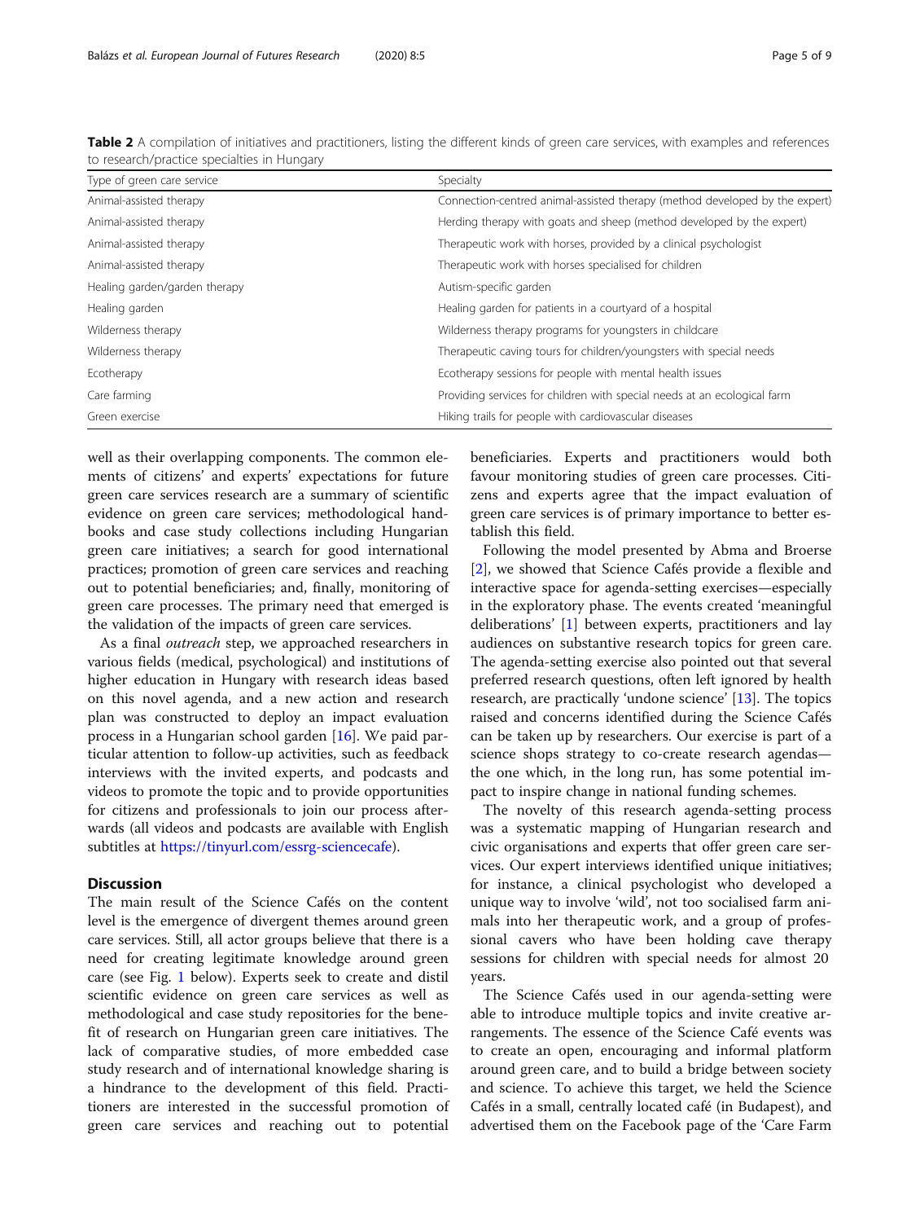**Table 2** A compilation of initiatives and practitioners, listing the different kinds of green care services, with examples and references to research/practice specialties in Hungary

| Type of green care service | Specialty |
|---|---|
| Animal-assisted therapy | Connection-centred animal-assisted therapy (method developed by the expert) |
| Animal-assisted therapy | Herding therapy with goats and sheep (method developed by the expert) |
| Animal-assisted therapy | Therapeutic work with horses, provided by a clinical psychologist |
| Animal-assisted therapy | Therapeutic work with horses specialised for children |
| Healing garden/garden therapy | Autism-specific garden |
| Healing garden | Healing garden for patients in a courtyard of a hospital |
| Wilderness therapy | Wilderness therapy programs for youngsters in childcare |
| Wilderness therapy | Therapeutic caving tours for children/youngsters with special needs |
| Ecotherapy | Ecotherapy sessions for people with mental health issues |
| Care farming | Providing services for children with special needs at an ecological farm |
| Green exercise | Hiking trails for people with cardiovascular diseases |

well as their overlapping components. The common elements of citizens' and experts' expectations for future green care services research are a summary of scientific evidence on green care services; methodological handbooks and case study collections including Hungarian green care initiatives; a search for good international practices; promotion of green care services and reaching out to potential beneficiaries; and, finally, monitoring of green care processes. The primary need that emerged is the validation of the impacts of green care services.

As a final *outreach* step, we approached researchers in various fields (medical, psychological) and institutions of higher education in Hungary with research ideas based on this novel agenda, and a new action and research plan was constructed to deploy an impact evaluation process in a Hungarian school garden [16]. We paid particular attention to follow-up activities, such as feedback interviews with the invited experts, and podcasts and videos to promote the topic and to provide opportunities for citizens and professionals to join our process afterwards (all videos and podcasts are available with English subtitles at https://tinyurl.com/essrg-sciencecafe).

## Discussion

The main result of the Science Cafés on the content level is the emergence of divergent themes around green care services. Still, all actor groups believe that there is a need for creating legitimate knowledge around green care (see Fig. 1 below). Experts seek to create and distil scientific evidence on green care services as well as methodological and case study repositories for the benefit of research on Hungarian green care initiatives. The lack of comparative studies, of more embedded case study research and of international knowledge sharing is a hindrance to the development of this field. Practitioners are interested in the successful promotion of green care services and reaching out to potential beneficiaries. Experts and practitioners would both favour monitoring studies of green care processes. Citizens and experts agree that the impact evaluation of green care services is of primary importance to better establish this field.

Following the model presented by Abma and Broerse [2], we showed that Science Cafés provide a flexible and interactive space for agenda-setting exercises—especially in the exploratory phase. The events created 'meaningful deliberations' [1] between experts, practitioners and lay audiences on substantive research topics for green care. The agenda-setting exercise also pointed out that several preferred research questions, often left ignored by health research, are practically 'undone science' [13]. The topics raised and concerns identified during the Science Cafés can be taken up by researchers. Our exercise is part of a science shops strategy to co-create research agendas—the one which, in the long run, has some potential impact to inspire change in national funding schemes.

The novelty of this research agenda-setting process was a systematic mapping of Hungarian research and civic organisations and experts that offer green care services. Our expert interviews identified unique initiatives; for instance, a clinical psychologist who developed a unique way to involve 'wild', not too socialised farm animals into her therapeutic work, and a group of professional cavers who have been holding cave therapy sessions for children with special needs for almost 20 years.

The Science Cafés used in our agenda-setting were able to introduce multiple topics and invite creative arrangements. The essence of the Science Café events was to create an open, encouraging and informal platform around green care, and to build a bridge between society and science. To achieve this target, we held the Science Cafés in a small, centrally located café (in Budapest), and advertised them on the Facebook page of the 'Care Farm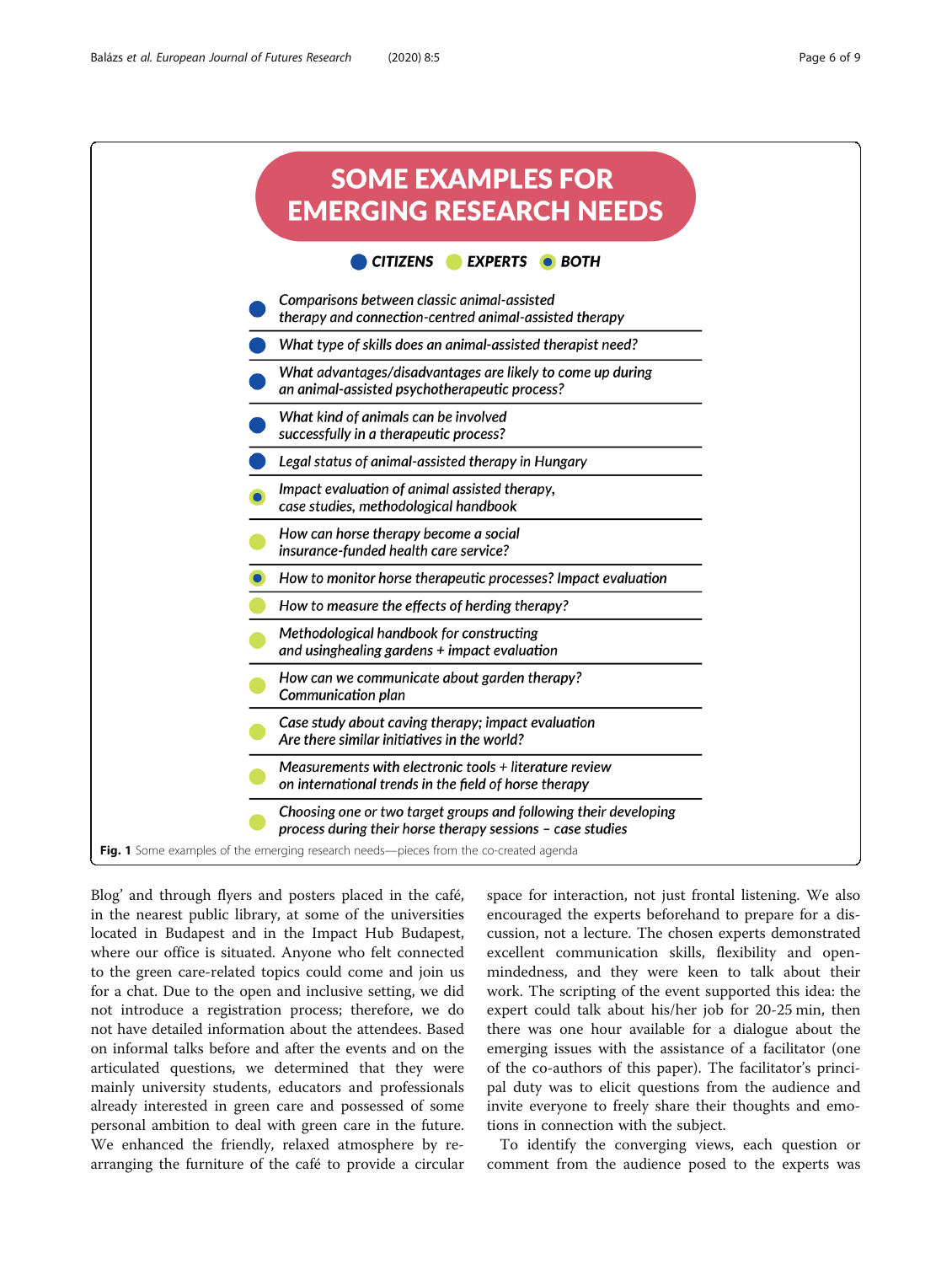## SOME EXAMPLES FOR EMERGING RESEARCH NEEDS

● CITIZENS ● EXPERTS ● BOTH

| Source | Research need |
|---|---|
| Citizens | *Comparisons between classic animal-assisted therapy and connection-centred animal-assisted therapy* |
| Citizens | *What type of skills does an animal-assisted therapist need?* |
| Citizens | *What advantages/disadvantages are likely to come up during an animal-assisted psychotherapeutic process?* |
| Citizens | *What kind of animals can be involved successfully in a therapeutic process?* |
| Citizens | *Legal status of animal-assisted therapy in Hungary* |
| Both | *Impact evaluation of animal assisted therapy, case studies, methodological handbook* |
| Experts | *How can horse therapy become a social insurance-funded health care service?* |
| Both | *How to monitor horse therapeutic processes? Impact evaluation* |
| Experts | *How to measure the effects of herding therapy?* |
| Experts | *Methodological handbook for constructing and usinghealing gardens + impact evaluation* |
| Experts | *How can we communicate about garden therapy? Communication plan* |
| Experts | *Case study about caving therapy; impact evaluation Are there similar initiatives in the world?* |
| Experts | *Measurements with electronic tools + literature review on international trends in the field of horse therapy* |
| Experts | *Choosing one or two target groups and following their developing process during their horse therapy sessions – case studies* |

**Fig. 1** Some examples of the emerging research needs—pieces from the co-created agenda

Blog' and through flyers and posters placed in the café, in the nearest public library, at some of the universities located in Budapest and in the Impact Hub Budapest, where our office is situated. Anyone who felt connected to the green care-related topics could come and join us for a chat. Due to the open and inclusive setting, we did not introduce a registration process; therefore, we do not have detailed information about the attendees. Based on informal talks before and after the events and on the articulated questions, we determined that they were mainly university students, educators and professionals already interested in green care and possessed of some personal ambition to deal with green care in the future. We enhanced the friendly, relaxed atmosphere by re-arranging the furniture of the café to provide a circular space for interaction, not just frontal listening. We also encouraged the experts beforehand to prepare for a discussion, not a lecture. The chosen experts demonstrated excellent communication skills, flexibility and open-mindedness, and they were keen to talk about their work. The scripting of the event supported this idea: the expert could talk about his/her job for 20-25 min, then there was one hour available for a dialogue about the emerging issues with the assistance of a facilitator (one of the co-authors of this paper). The facilitator's principal duty was to elicit questions from the audience and invite everyone to freely share their thoughts and emotions in connection with the subject.

To identify the converging views, each question or comment from the audience posed to the experts was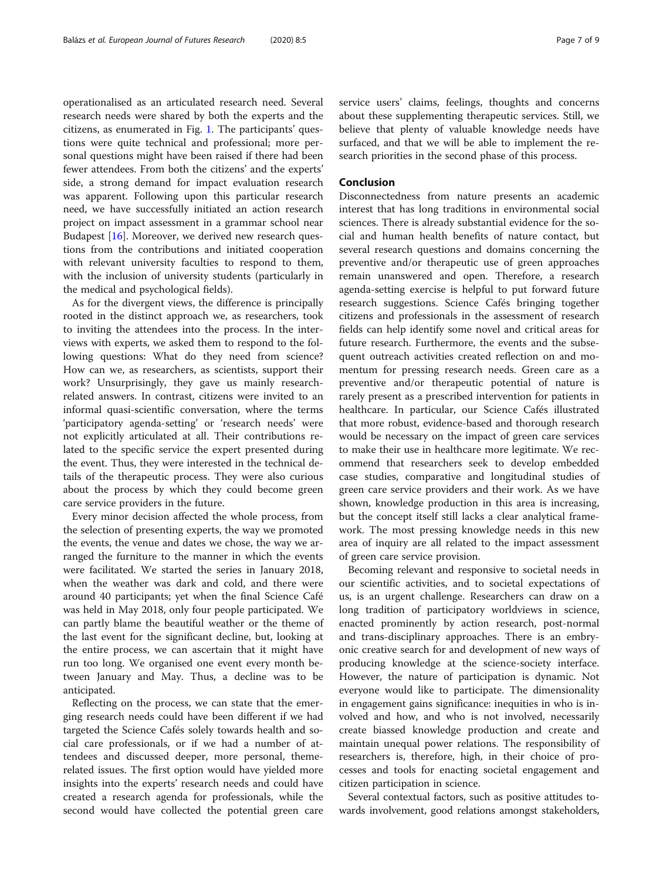operationalised as an articulated research need. Several research needs were shared by both the experts and the citizens, as enumerated in Fig. 1. The participants' questions were quite technical and professional; more personal questions might have been raised if there had been fewer attendees. From both the citizens' and the experts' side, a strong demand for impact evaluation research was apparent. Following upon this particular research need, we have successfully initiated an action research project on impact assessment in a grammar school near Budapest [16]. Moreover, we derived new research questions from the contributions and initiated cooperation with relevant university faculties to respond to them, with the inclusion of university students (particularly in the medical and psychological fields).

As for the divergent views, the difference is principally rooted in the distinct approach we, as researchers, took to inviting the attendees into the process. In the interviews with experts, we asked them to respond to the following questions: What do they need from science? How can we, as researchers, as scientists, support their work? Unsurprisingly, they gave us mainly research-related answers. In contrast, citizens were invited to an informal quasi-scientific conversation, where the terms 'participatory agenda-setting' or 'research needs' were not explicitly articulated at all. Their contributions related to the specific service the expert presented during the event. Thus, they were interested in the technical details of the therapeutic process. They were also curious about the process by which they could become green care service providers in the future.

Every minor decision affected the whole process, from the selection of presenting experts, the way we promoted the events, the venue and dates we chose, the way we arranged the furniture to the manner in which the events were facilitated. We started the series in January 2018, when the weather was dark and cold, and there were around 40 participants; yet when the final Science Café was held in May 2018, only four people participated. We can partly blame the beautiful weather or the theme of the last event for the significant decline, but, looking at the entire process, we can ascertain that it might have run too long. We organised one event every month between January and May. Thus, a decline was to be anticipated.

Reflecting on the process, we can state that the emerging research needs could have been different if we had targeted the Science Cafés solely towards health and social care professionals, or if we had a number of attendees and discussed deeper, more personal, theme-related issues. The first option would have yielded more insights into the experts' research needs and could have created a research agenda for professionals, while the second would have collected the potential green care service users' claims, feelings, thoughts and concerns about these supplementing therapeutic services. Still, we believe that plenty of valuable knowledge needs have surfaced, and that we will be able to implement the research priorities in the second phase of this process.

## Conclusion

Disconnectedness from nature presents an academic interest that has long traditions in environmental social sciences. There is already substantial evidence for the social and human health benefits of nature contact, but several research questions and domains concerning the preventive and/or therapeutic use of green approaches remain unanswered and open. Therefore, a research agenda-setting exercise is helpful to put forward future research suggestions. Science Cafés bringing together citizens and professionals in the assessment of research fields can help identify some novel and critical areas for future research. Furthermore, the events and the subsequent outreach activities created reflection on and momentum for pressing research needs. Green care as a preventive and/or therapeutic potential of nature is rarely present as a prescribed intervention for patients in healthcare. In particular, our Science Cafés illustrated that more robust, evidence-based and thorough research would be necessary on the impact of green care services to make their use in healthcare more legitimate. We recommend that researchers seek to develop embedded case studies, comparative and longitudinal studies of green care service providers and their work. As we have shown, knowledge production in this area is increasing, but the concept itself still lacks a clear analytical framework. The most pressing knowledge needs in this new area of inquiry are all related to the impact assessment of green care service provision.

Becoming relevant and responsive to societal needs in our scientific activities, and to societal expectations of us, is an urgent challenge. Researchers can draw on a long tradition of participatory worldviews in science, enacted prominently by action research, post-normal and trans-disciplinary approaches. There is an embryonic creative search for and development of new ways of producing knowledge at the science-society interface. However, the nature of participation is dynamic. Not everyone would like to participate. The dimensionality in engagement gains significance: inequities in who is involved and how, and who is not involved, necessarily create biassed knowledge production and create and maintain unequal power relations. The responsibility of researchers is, therefore, high, in their choice of processes and tools for enacting societal engagement and citizen participation in science.

Several contextual factors, such as positive attitudes towards involvement, good relations amongst stakeholders,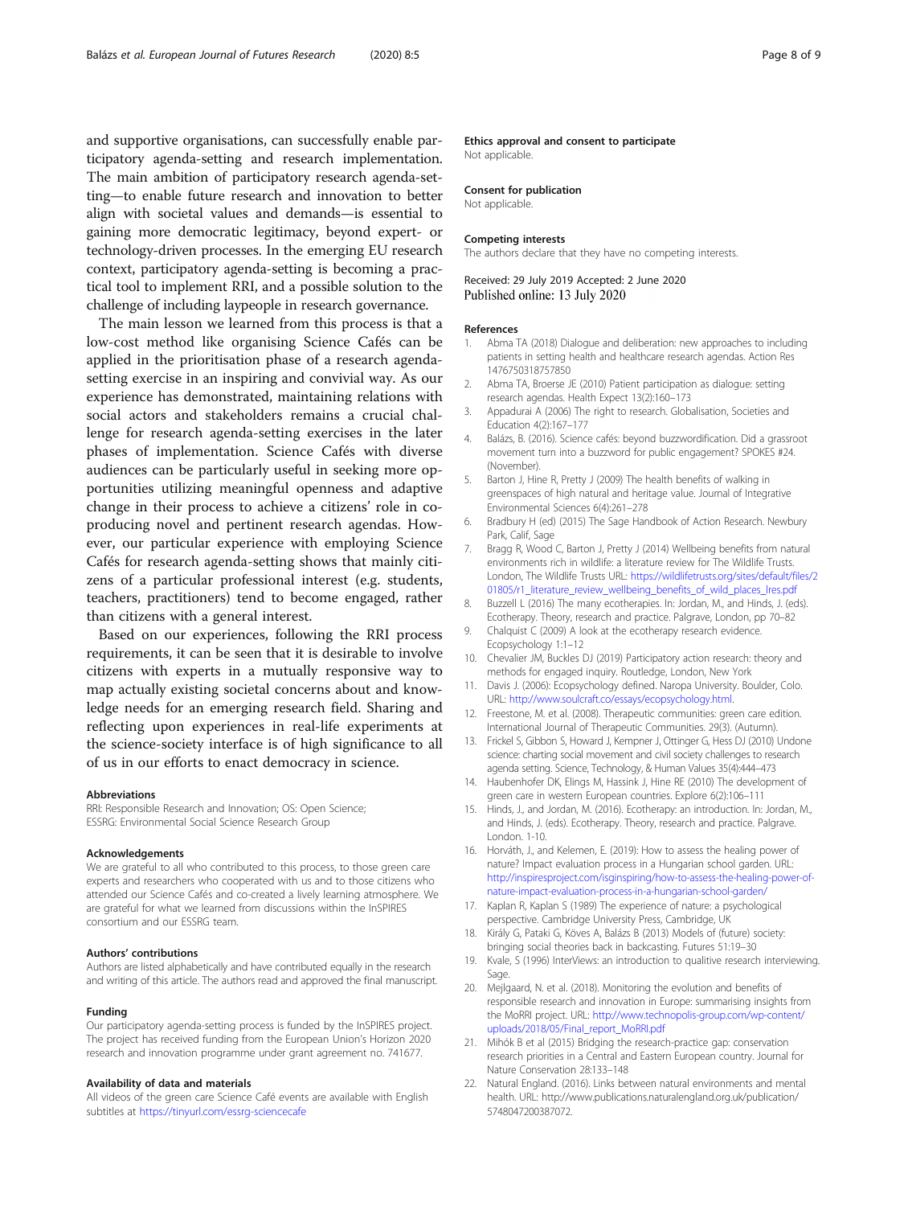and supportive organisations, can successfully enable participatory agenda-setting and research implementation. The main ambition of participatory research agenda-setting—to enable future research and innovation to better align with societal values and demands—is essential to gaining more democratic legitimacy, beyond expert- or technology-driven processes. In the emerging EU research context, participatory agenda-setting is becoming a practical tool to implement RRI, and a possible solution to the challenge of including laypeople in research governance.

The main lesson we learned from this process is that a low-cost method like organising Science Cafés can be applied in the prioritisation phase of a research agenda-setting exercise in an inspiring and convivial way. As our experience has demonstrated, maintaining relations with social actors and stakeholders remains a crucial challenge for research agenda-setting exercises in the later phases of implementation. Science Cafés with diverse audiences can be particularly useful in seeking more opportunities utilizing meaningful openness and adaptive change in their process to achieve a citizens' role in co-producing novel and pertinent research agendas. However, our particular experience with employing Science Cafés for research agenda-setting shows that mainly citizens of a particular professional interest (e.g. students, teachers, practitioners) tend to become engaged, rather than citizens with a general interest.

Based on our experiences, following the RRI process requirements, it can be seen that it is desirable to involve citizens with experts in a mutually responsive way to map actually existing societal concerns about and knowledge needs for an emerging research field. Sharing and reflecting upon experiences in real-life experiments at the science-society interface is of high significance to all of us in our efforts to enact democracy in science.

#### Abbreviations

RRI: Responsible Research and Innovation; OS: Open Science; ESSRG: Environmental Social Science Research Group

#### Acknowledgements

We are grateful to all who contributed to this process, to those green care experts and researchers who cooperated with us and to those citizens who attended our Science Cafés and co-created a lively learning atmosphere. We are grateful for what we learned from discussions within the InSPIRES consortium and our ESSRG team.

#### Authors' contributions

Authors are listed alphabetically and have contributed equally in the research and writing of this article. The authors read and approved the final manuscript.

#### Funding

Our participatory agenda-setting process is funded by the InSPIRES project. The project has received funding from the European Union's Horizon 2020 research and innovation programme under grant agreement no. 741677.

#### Availability of data and materials

All videos of the green care Science Café events are available with English subtitles at https://tinyurl.com/essrg-sciencecafe

#### Ethics approval and consent to participate

Not applicable.

#### Consent for publication

Not applicable.

#### Competing interests

The authors declare that they have no competing interests.

Received: 29 July 2019 Accepted: 2 June 2020
Published online: 13 July 2020

#### References

1. Abma TA (2018) Dialogue and deliberation: new approaches to including patients in setting health and healthcare research agendas. Action Res 1476750318757850
2. Abma TA, Broerse JE (2010) Patient participation as dialogue: setting research agendas. Health Expect 13(2):160–173
3. Appadurai A (2006) The right to research. Globalisation, Societies and Education 4(2):167–177
4. Balázs, B. (2016). Science cafés: beyond buzzwordification. Did a grassroot movement turn into a buzzword for public engagement? SPOKES #24. (November).
5. Barton J, Hine R, Pretty J (2009) The health benefits of walking in greenspaces of high natural and heritage value. Journal of Integrative Environmental Sciences 6(4):261–278
6. Bradbury H (ed) (2015) The Sage Handbook of Action Research. Newbury Park, Calif, Sage
7. Bragg R, Wood C, Barton J, Pretty J (2014) Wellbeing benefits from natural environments rich in wildlife: a literature review for The Wildlife Trusts. London, The Wildlife Trusts URL: https://wildlifetrusts.org/sites/default/files/201805/r1_literature_review_wellbeing_benefits_of_wild_places_lres.pdf
8. Buzzell L (2016) The many ecotherapies. In: Jordan, M., and Hinds, J. (eds). Ecotherapy. Theory, research and practice. Palgrave, London, pp 70–82
9. Chalquist C (2009) A look at the ecotherapy research evidence. Ecopsychology 1:1–12
10. Chevalier JM, Buckles DJ (2019) Participatory action research: theory and methods for engaged inquiry. Routledge, London, New York
11. Davis J. (2006): Ecopsychology defined. Naropa University. Boulder, Colo. URL: http://www.soulcraft.co/essays/ecopsychology.html.
12. Freestone, M. et al. (2008). Therapeutic communities: green care edition. International Journal of Therapeutic Communities. 29(3). (Autumn).
13. Frickel S, Gibbon S, Howard J, Kempner J, Ottinger G, Hess DJ (2010) Undone science: charting social movement and civil society challenges to research agenda setting. Science, Technology, & Human Values 35(4):444–473
14. Haubenhofer DK, Elings M, Hassink J, Hine RE (2010) The development of green care in western European countries. Explore 6(2):106–111
15. Hinds, J., and Jordan, M. (2016). Ecotherapy: an introduction. In: Jordan, M., and Hinds, J. (eds). Ecotherapy. Theory, research and practice. Palgrave. London. 1-10.
16. Horváth, J., and Kelemen, E. (2019): How to assess the healing power of nature? Impact evaluation process in a Hungarian school garden. URL: http://inspiresproject.com/isginspiring/how-to-assess-the-healing-power-of-nature-impact-evaluation-process-in-a-hungarian-school-garden/
17. Kaplan R, Kaplan S (1989) The experience of nature: a psychological perspective. Cambridge University Press, Cambridge, UK
18. Király G, Pataki G, Köves A, Balázs B (2013) Models of (future) society: bringing social theories back in backcasting. Futures 51:19–30
19. Kvale, S (1996) InterViews: an introduction to qualitative research interviewing. Sage.
20. Mejlgaard, N. et al. (2018). Monitoring the evolution and benefits of responsible research and innovation in Europe: summarising insights from the MoRRI project. URL: http://www.technopolis-group.com/wp-content/uploads/2018/05/Final_report_MoRRI.pdf
21. Mihók B et al (2015) Bridging the research-practice gap: conservation research priorities in a Central and Eastern European country. Journal for Nature Conservation 28:133–148
22. Natural England. (2016). Links between natural environments and mental health. URL: http://www.publications.naturalengland.org.uk/publication/5748047200387072.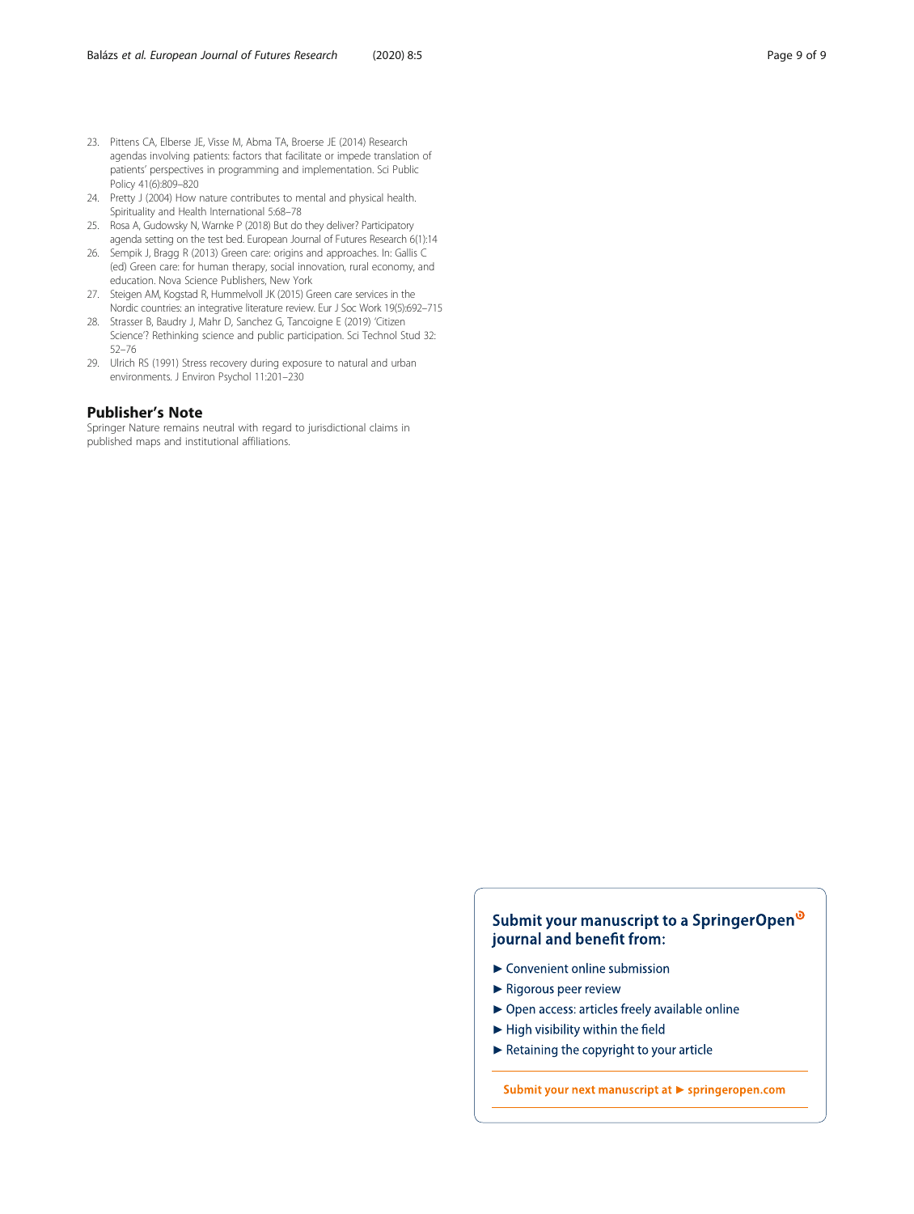23. Pittens CA, Elberse JE, Visse M, Abma TA, Broerse JE (2014) Research agendas involving patients: factors that facilitate or impede translation of patients' perspectives in programming and implementation. Sci Public Policy 41(6):809–820
24. Pretty J (2004) How nature contributes to mental and physical health. Spirituality and Health International 5:68–78
25. Rosa A, Gudowsky N, Warnke P (2018) But do they deliver? Participatory agenda setting on the test bed. European Journal of Futures Research 6(1):14
26. Sempik J, Bragg R (2013) Green care: origins and approaches. In: Gallis C (ed) Green care: for human therapy, social innovation, rural economy, and education. Nova Science Publishers, New York
27. Steigen AM, Kogstad R, Hummelvoll JK (2015) Green care services in the Nordic countries: an integrative literature review. Eur J Soc Work 19(5):692–715
28. Strasser B, Baudry J, Mahr D, Sanchez G, Tancoigne E (2019) 'Citizen Science'? Rethinking science and public participation. Sci Technol Stud 32: 52–76
29. Ulrich RS (1991) Stress recovery during exposure to natural and urban environments. J Environ Psychol 11:201–230

## Publisher's Note

Springer Nature remains neutral with regard to jurisdictional claims in published maps and institutional affiliations.

**Submit your manuscript to a SpringerOpen journal and benefit from:**

- ► Convenient online submission
- ► Rigorous peer review
- ► Open access: articles freely available online
- ► High visibility within the field
- ► Retaining the copyright to your article

**Submit your next manuscript at ► springeropen.com**